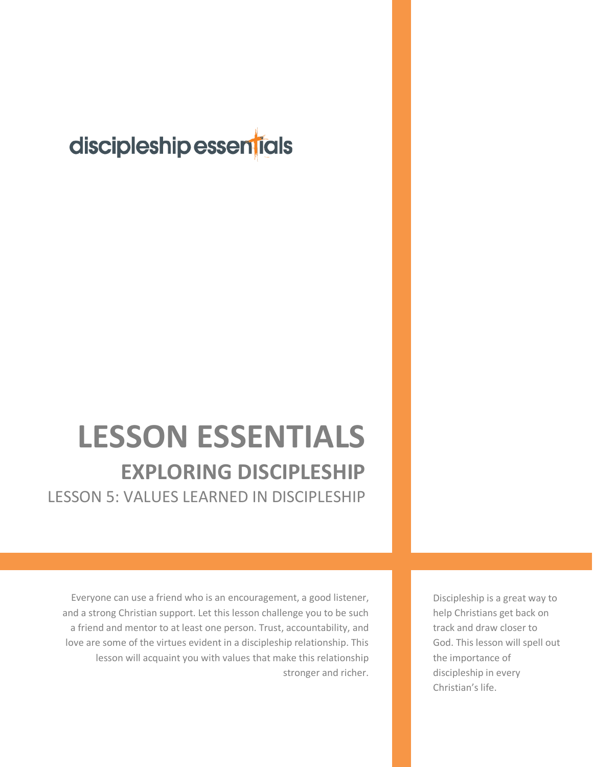discipleship essentials

# LESSON ESSENTIALS

## EXPLORING DISCIPLESHIP

### LESSON 5: VALUES LEARNED IN DISCIPLESHIP

Everyone can use a friend who is an encouragement, a good listener, and a strong Christian support. Let this lesson challenge you to be such a friend and mentor to at least one person. Trust, accountability, and love are some of the virtues evident in a discipleship relationship. This lesson will acquaint you with values that make this relationship stronger and richer.

Discipleship is a great way to help Christians get back on track and draw closer to God. This lesson will spell out the importance of discipleship in every Christian's life.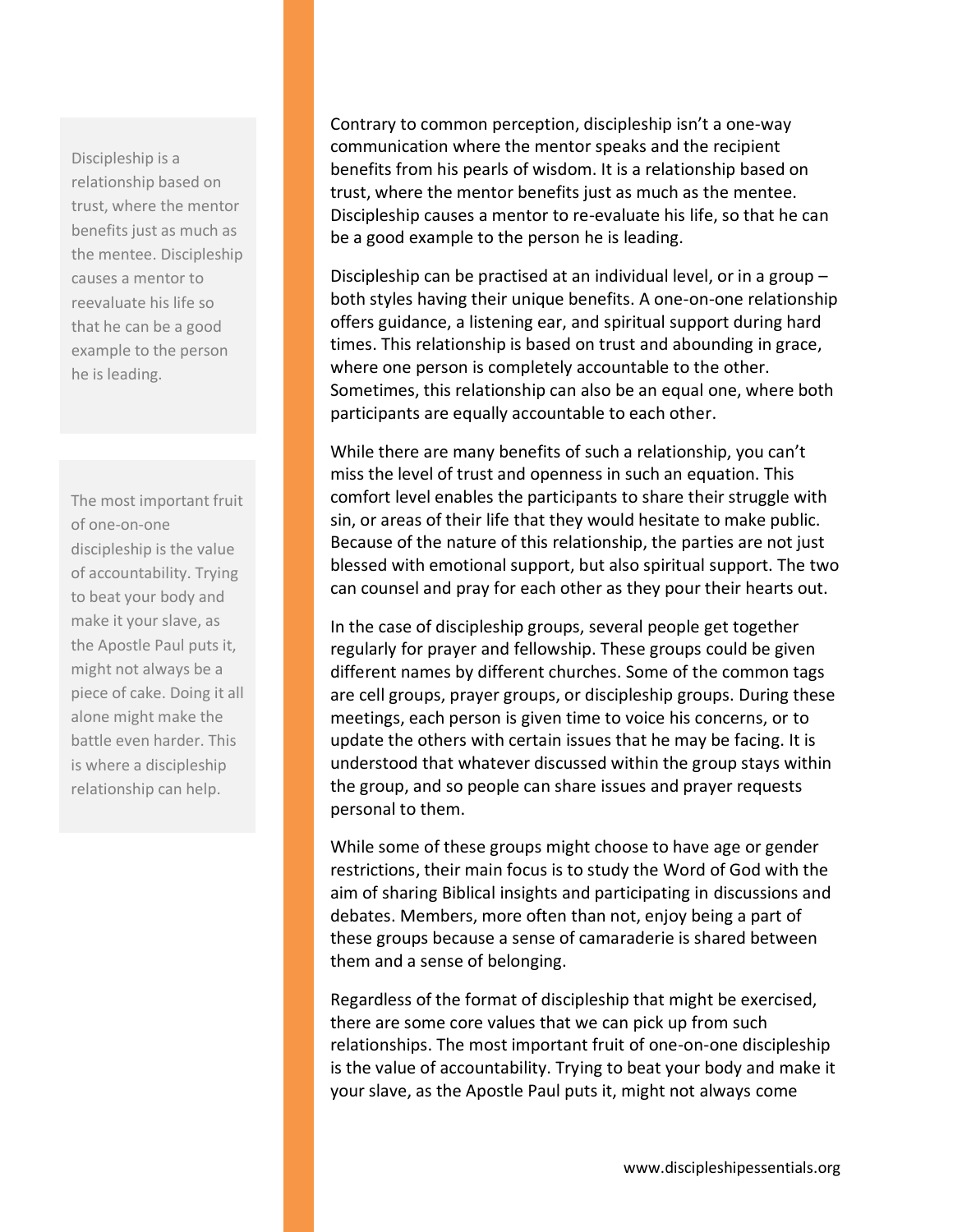> Discipleship is a relationship based on trust, where the mentor benefits just as much as the mentee. Discipleship causes a mentor to reevaluate his life so that he can be a good example to the person he is leading.

> The most important fruit of one-on-one discipleship is the value of accountability. Trying to beat your body and make it your slave, as the Apostle Paul puts it, might not always be a piece of cake. Doing it all alone might make the battle even harder. This is where a discipleship relationship can help.

Contrary to common perception, discipleship isn't a one-way communication where the mentor speaks and the recipient benefits from his pearls of wisdom. It is a relationship based on trust, where the mentor benefits just as much as the mentee. Discipleship causes a mentor to re-evaluate his life, so that he can be a good example to the person he is leading.

Discipleship can be practised at an individual level, or in a group – both styles having their unique benefits. A one-on-one relationship offers guidance, a listening ear, and spiritual support during hard times. This relationship is based on trust and abounding in grace, where one person is completely accountable to the other. Sometimes, this relationship can also be an equal one, where both participants are equally accountable to each other.

While there are many benefits of such a relationship, you can't miss the level of trust and openness in such an equation. This comfort level enables the participants to share their struggle with sin, or areas of their life that they would hesitate to make public. Because of the nature of this relationship, the parties are not just blessed with emotional support, but also spiritual support. The two can counsel and pray for each other as they pour their hearts out.

In the case of discipleship groups, several people get together regularly for prayer and fellowship. These groups could be given different names by different churches. Some of the common tags are cell groups, prayer groups, or discipleship groups. During these meetings, each person is given time to voice his concerns, or to update the others with certain issues that he may be facing. It is understood that whatever discussed within the group stays within the group, and so people can share issues and prayer requests personal to them.

While some of these groups might choose to have age or gender restrictions, their main focus is to study the Word of God with the aim of sharing Biblical insights and participating in discussions and debates. Members, more often than not, enjoy being a part of these groups because a sense of camaraderie is shared between them and a sense of belonging.

Regardless of the format of discipleship that might be exercised, there are some core values that we can pick up from such relationships. The most important fruit of one-on-one discipleship is the value of accountability. Trying to beat your body and make it your slave, as the Apostle Paul puts it, might not always come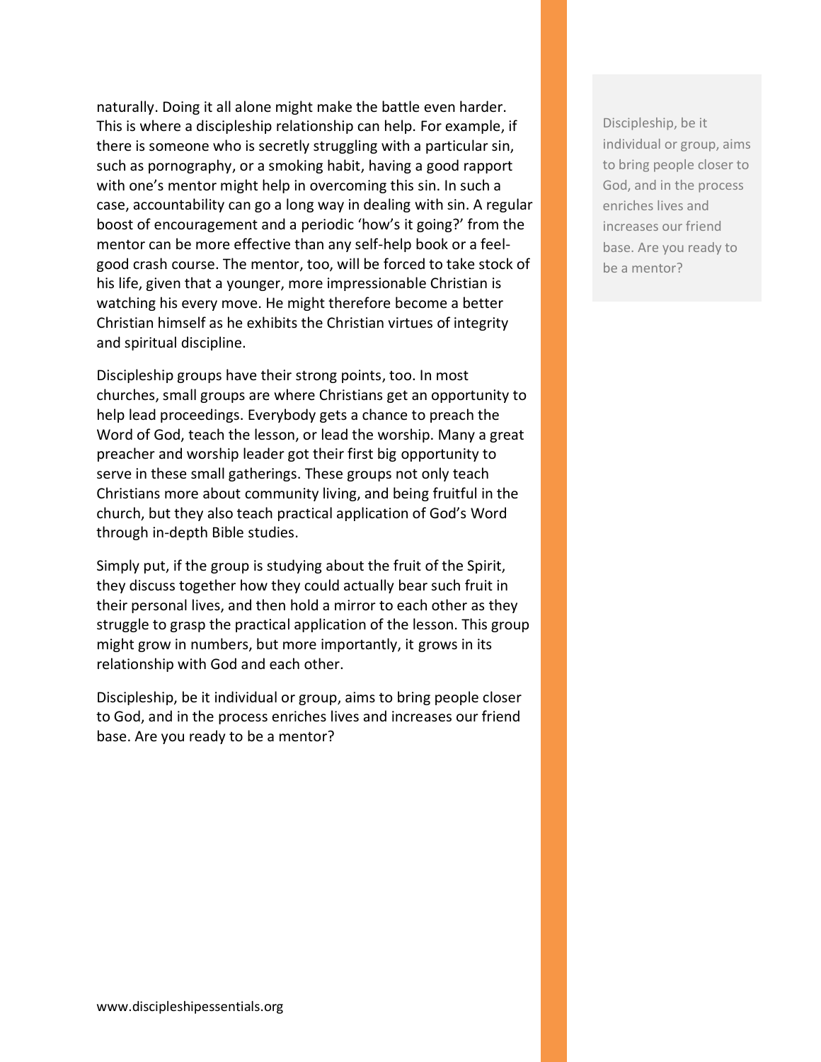naturally. Doing it all alone might make the battle even harder. This is where a discipleship relationship can help. For example, if there is someone who is secretly struggling with a particular sin, such as pornography, or a smoking habit, having a good rapport with one's mentor might help in overcoming this sin. In such a case, accountability can go a long way in dealing with sin. A regular boost of encouragement and a periodic 'how's it going?' from the mentor can be more effective than any self-help book or a feel-good crash course. The mentor, too, will be forced to take stock of his life, given that a younger, more impressionable Christian is watching his every move. He might therefore become a better Christian himself as he exhibits the Christian virtues of integrity and spiritual discipline.

Discipleship groups have their strong points, too. In most churches, small groups are where Christians get an opportunity to help lead proceedings. Everybody gets a chance to preach the Word of God, teach the lesson, or lead the worship. Many a great preacher and worship leader got their first big opportunity to serve in these small gatherings. These groups not only teach Christians more about community living, and being fruitful in the church, but they also teach practical application of God's Word through in-depth Bible studies.

Simply put, if the group is studying about the fruit of the Spirit, they discuss together how they could actually bear such fruit in their personal lives, and then hold a mirror to each other as they struggle to grasp the practical application of the lesson. This group might grow in numbers, but more importantly, it grows in its relationship with God and each other.

Discipleship, be it individual or group, aims to bring people closer to God, and in the process enriches lives and increases our friend base. Are you ready to be a mentor?

> Discipleship, be it individual or group, aims to bring people closer to God, and in the process enriches lives and increases our friend base. Are you ready to be a mentor?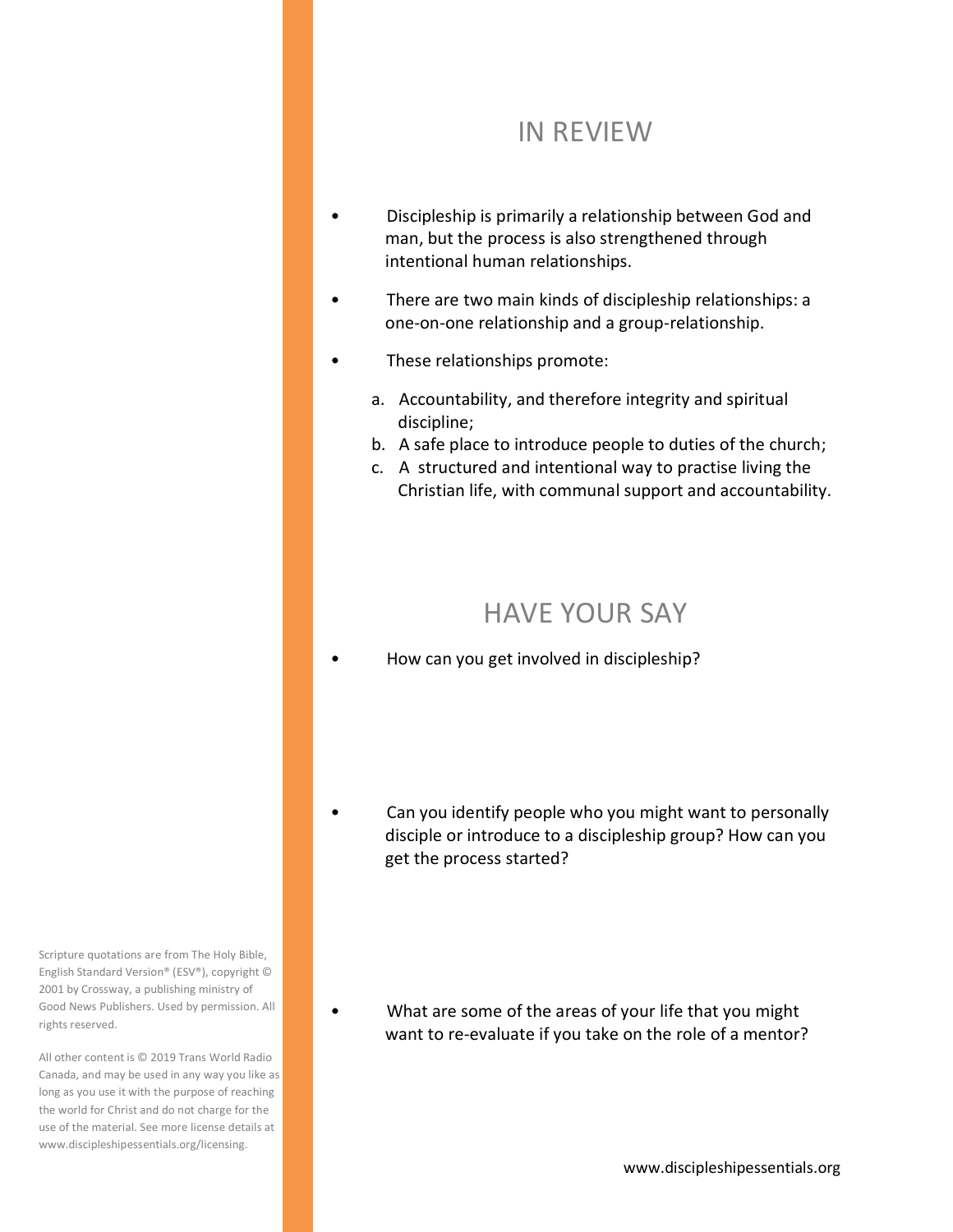## IN REVIEW

- Discipleship is primarily a relationship between God and man, but the process is also strengthened through intentional human relationships.
- There are two main kinds of discipleship relationships: a one-on-one relationship and a group-relationship.
- These relationships promote:

  a. Accountability, and therefore integrity and spiritual discipline;
  b. A safe place to introduce people to duties of the church;
  c. A structured and intentional way to practise living the Christian life, with communal support and accountability.

## HAVE YOUR SAY

- How can you get involved in discipleship?

- Can you identify people who you might want to personally disciple or introduce to a discipleship group? How can you get the process started?

- What are some of the areas of your life that you might want to re-evaluate if you take on the role of a mentor?

Scripture quotations are from The Holy Bible, English Standard Version® (ESV®), copyright © 2001 by Crossway, a publishing ministry of Good News Publishers. Used by permission. All rights reserved.

All other content is © 2019 Trans World Radio Canada, and may be used in any way you like as long as you use it with the purpose of reaching the world for Christ and do not charge for the use of the material. See more license details at www.discipleshipessentials.org/licensing.

www.discipleshipessentials.org